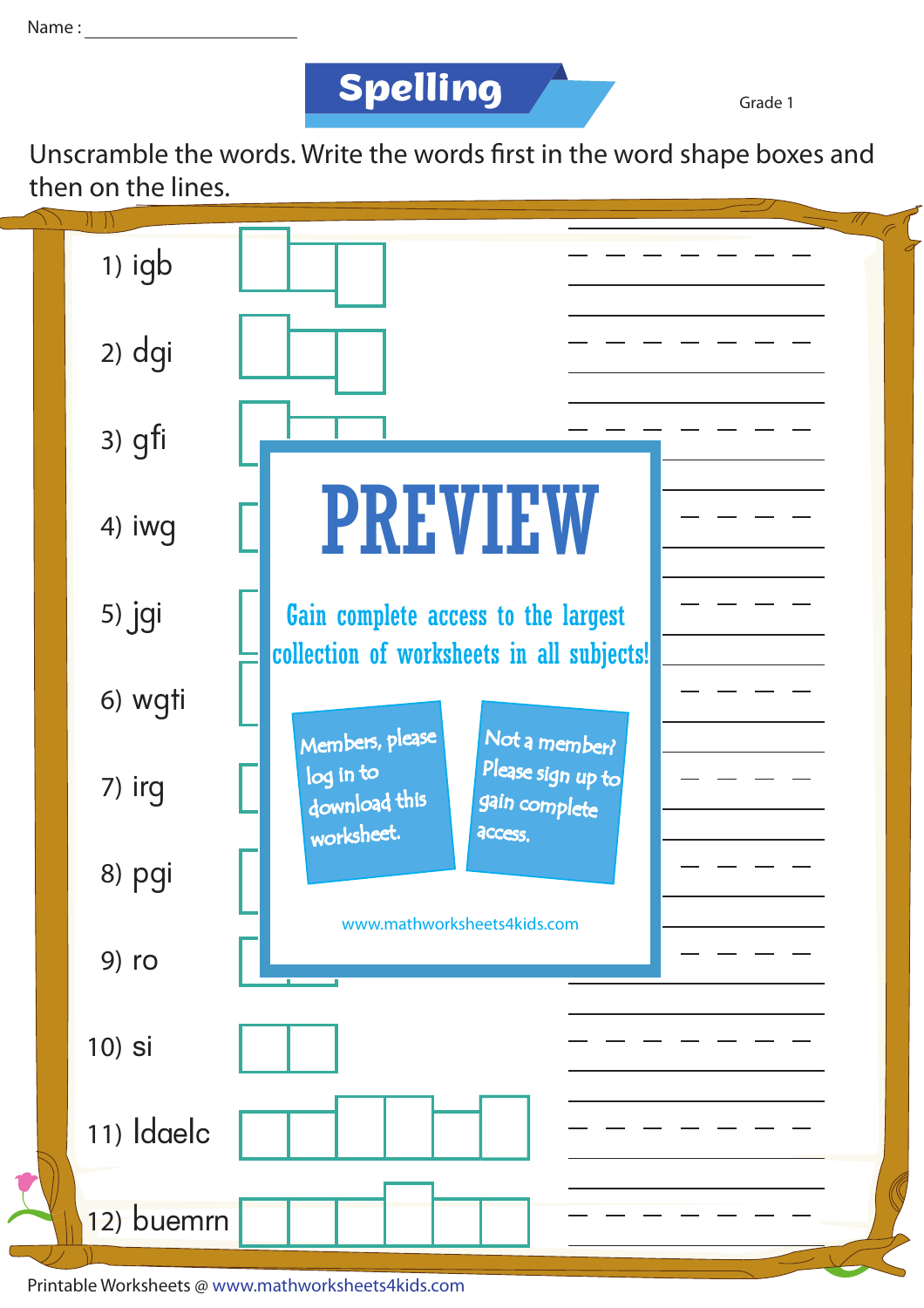Name : ____________________

# Spelling

Grade 1

Unscramble the words. Write the words first in the word shape boxes and then on the lines.

1) igb

2) dgi

3) gfi

4) iwg

5) jgi

6) wgti

7) irg

8) pgi

9) ro

10) si

11) ldaelc

12) buemrn

PREVIEW

Gain complete access to the largest collection of worksheets in all subjects!

Members, please log in to download this worksheet.

Not a member? Please sign up to gain complete access.

www.mathworksheets4kids.com

Printable Worksheets @ www.mathworksheets4kids.com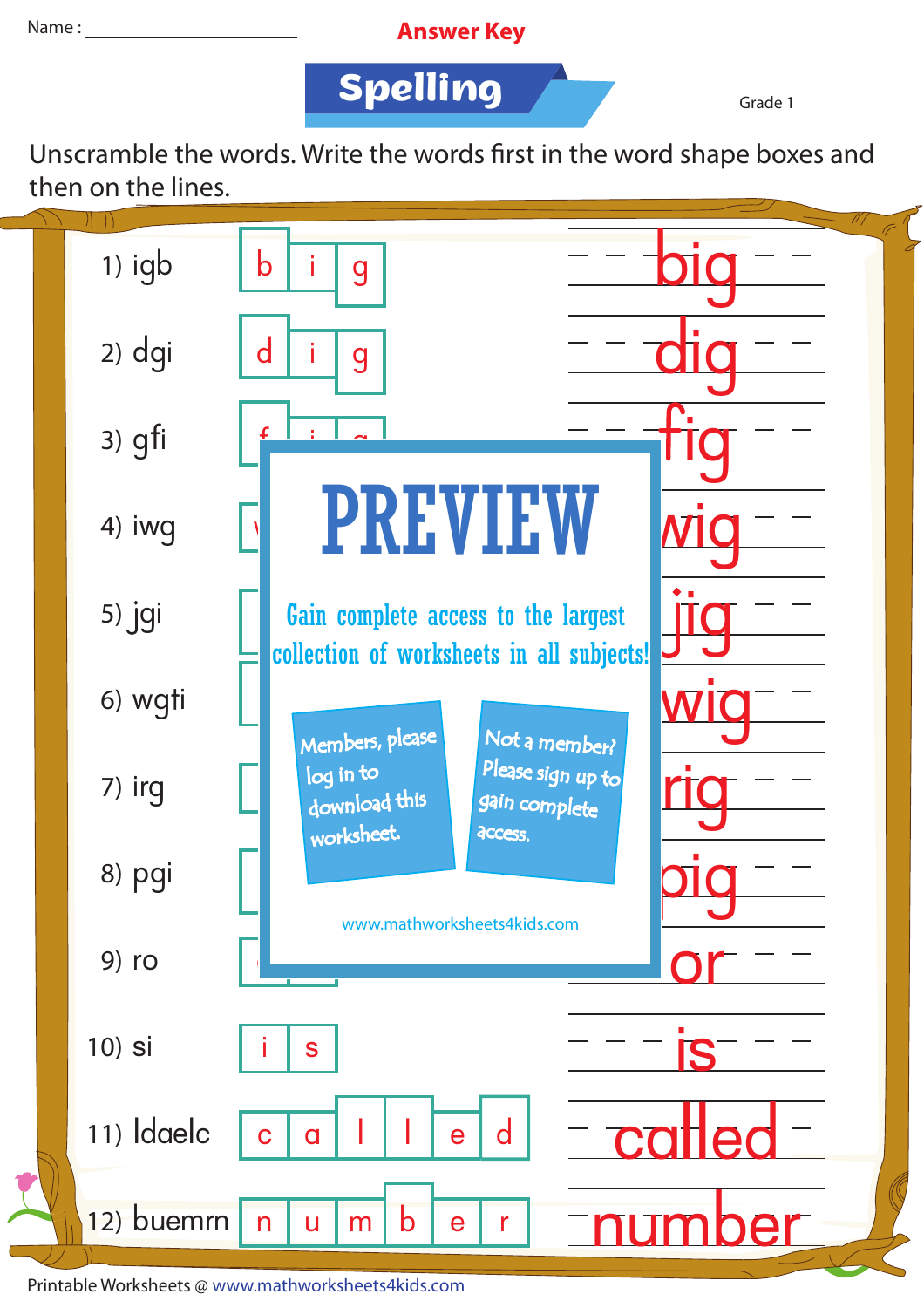Name : ____________________

**Answer Key**

# Spelling

Grade 1

Unscramble the words. Write the words first in the word shape boxes and then on the lines.

| | | |
|---|---|---|
| 1) igb | b i g | big |
| 2) dgi | d i g | dig |
| 3) gfi | f i g | fig |
| 4) iwg | | wig |
| 5) jgi | | jig |
| 6) wgti | | twig |
| 7) irg | | rig |
| 8) pgi | | pig |
| 9) ro | | or |
| 10) si | i s | is |
| 11) ldaelc | c a l l e d | called |
| 12) buemrn | n u m b e r | number |

PREVIEW

Gain complete access to the largest collection of worksheets in all subjects!

Members, please log in to download this worksheet.

Not a member? Please sign up to gain complete access.

www.mathworksheets4kids.com

Printable Worksheets @ www.mathworksheets4kids.com